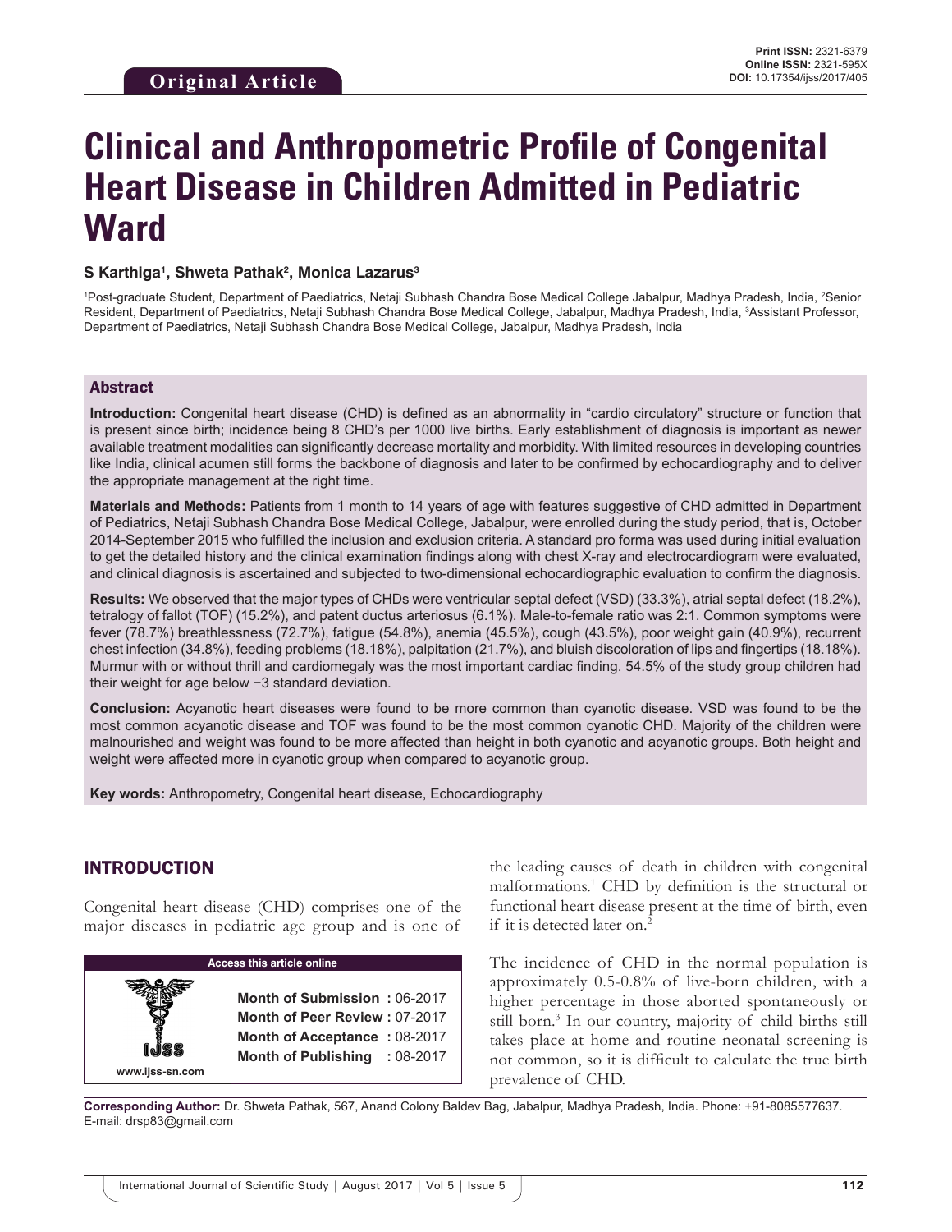Original Article

Print ISSN: 2321-6379
Online ISSN: 2321-595X
DOI: 10.17354/ijss/2017/405

# Clinical and Anthropometric Profile of Congenital Heart Disease in Children Admitted in Pediatric Ward

**S Karthiga[1], Shweta Pathak[2], Monica Lazarus[3]**

[1]Post-graduate Student, Department of Paediatrics, Netaji Subhash Chandra Bose Medical College Jabalpur, Madhya Pradesh, India, [2]Senior Resident, Department of Paediatrics, Netaji Subhash Chandra Bose Medical College, Jabalpur, Madhya Pradesh, India, [3]Assistant Professor, Department of Paediatrics, Netaji Subhash Chandra Bose Medical College, Jabalpur, Madhya Pradesh, India

## Abstract

**Introduction:** Congenital heart disease (CHD) is defined as an abnormality in "cardio circulatory" structure or function that is present since birth; incidence being 8 CHD's per 1000 live births. Early establishment of diagnosis is important as newer available treatment modalities can significantly decrease mortality and morbidity. With limited resources in developing countries like India, clinical acumen still forms the backbone of diagnosis and later to be confirmed by echocardiography and to deliver the appropriate management at the right time.

**Materials and Methods:** Patients from 1 month to 14 years of age with features suggestive of CHD admitted in Department of Pediatrics, Netaji Subhash Chandra Bose Medical College, Jabalpur, were enrolled during the study period, that is, October 2014-September 2015 who fulfilled the inclusion and exclusion criteria. A standard pro forma was used during initial evaluation to get the detailed history and the clinical examination findings along with chest X-ray and electrocardiogram were evaluated, and clinical diagnosis is ascertained and subjected to two-dimensional echocardiographic evaluation to confirm the diagnosis.

**Results:** We observed that the major types of CHDs were ventricular septal defect (VSD) (33.3%), atrial septal defect (18.2%), tetralogy of fallot (TOF) (15.2%), and patent ductus arteriosus (6.1%). Male-to-female ratio was 2:1. Common symptoms were fever (78.7%) breathlessness (72.7%), fatigue (54.8%), anemia (45.5%), cough (43.5%), poor weight gain (40.9%), recurrent chest infection (34.8%), feeding problems (18.18%), palpitation (21.7%), and bluish discoloration of lips and fingertips (18.18%). Murmur with or without thrill and cardiomegaly was the most important cardiac finding. 54.5% of the study group children had their weight for age below −3 standard deviation.

**Conclusion:** Acyanotic heart diseases were found to be more common than cyanotic disease. VSD was found to be the most common acyanotic disease and TOF was found to be the most common cyanotic CHD. Majority of the children were malnourished and weight was found to be more affected than height in both cyanotic and acyanotic groups. Both height and weight were affected more in cyanotic group when compared to acyanotic group.

**Key words:** Anthropometry, Congenital heart disease, Echocardiography

## INTRODUCTION

Congenital heart disease (CHD) comprises one of the major diseases in pediatric age group and is one of the leading causes of death in children with congenital malformations.[1] CHD by definition is the structural or functional heart disease present at the time of birth, even if it is detected later on.[2]

The incidence of CHD in the normal population is approximately 0.5-0.8% of live-born children, with a higher percentage in those aborted spontaneously or still born.[3] In our country, majority of child births still takes place at home and routine neonatal screening is not common, so it is difficult to calculate the true birth prevalence of CHD.

| Access this article online | |
|---|---|
| www.ijss-sn.com | **Month of Submission :** 06-2017<br>**Month of Peer Review :** 07-2017<br>**Month of Acceptance :** 08-2017<br>**Month of Publishing :** 08-2017 |

**Corresponding Author:** Dr. Shweta Pathak, 567, Anand Colony Baldev Bag, Jabalpur, Madhya Pradesh, India. Phone: +91-8085577637. E-mail: drsp83@gmail.com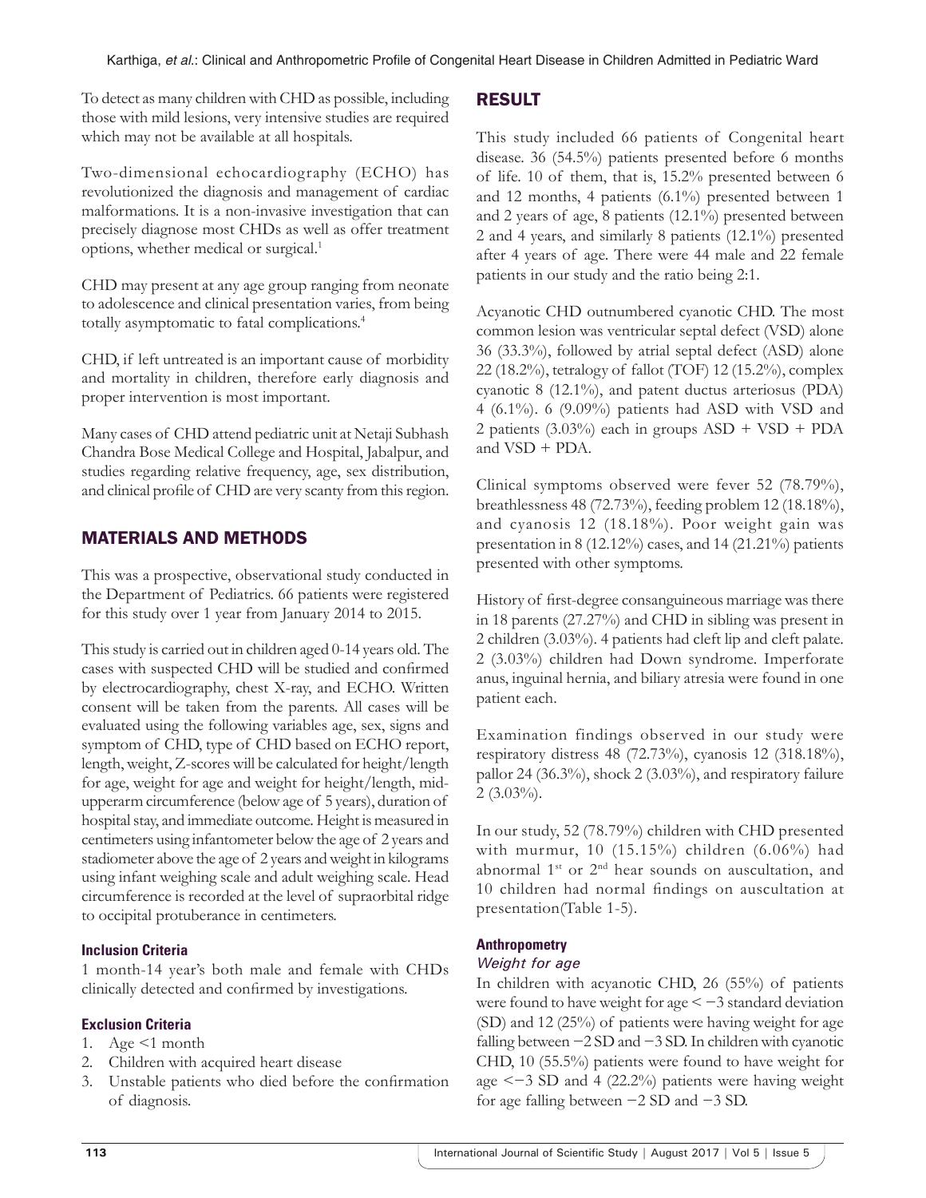To detect as many children with CHD as possible, including those with mild lesions, very intensive studies are required which may not be available at all hospitals.

Two-dimensional echocardiography (ECHO) has revolutionized the diagnosis and management of cardiac malformations. It is a non-invasive investigation that can precisely diagnose most CHDs as well as offer treatment options, whether medical or surgical.[1]

CHD may present at any age group ranging from neonate to adolescence and clinical presentation varies, from being totally asymptomatic to fatal complications.[4]

CHD, if left untreated is an important cause of morbidity and mortality in children, therefore early diagnosis and proper intervention is most important.

Many cases of CHD attend pediatric unit at Netaji Subhash Chandra Bose Medical College and Hospital, Jabalpur, and studies regarding relative frequency, age, sex distribution, and clinical profile of CHD are very scanty from this region.

## MATERIALS AND METHODS

This was a prospective, observational study conducted in the Department of Pediatrics. 66 patients were registered for this study over 1 year from January 2014 to 2015.

This study is carried out in children aged 0-14 years old. The cases with suspected CHD will be studied and confirmed by electrocardiography, chest X-ray, and ECHO. Written consent will be taken from the parents. All cases will be evaluated using the following variables age, sex, signs and symptom of CHD, type of CHD based on ECHO report, length, weight, Z-scores will be calculated for height/length for age, weight for age and weight for height/length, mid-upperarm circumference (below age of 5 years), duration of hospital stay, and immediate outcome. Height is measured in centimeters using infantometer below the age of 2 years and stadiometer above the age of 2 years and weight in kilograms using infant weighing scale and adult weighing scale. Head circumference is recorded at the level of supraorbital ridge to occipital protuberance in centimeters.

### Inclusion Criteria

1 month-14 year's both male and female with CHDs clinically detected and confirmed by investigations.

### Exclusion Criteria

1. Age <1 month
2. Children with acquired heart disease
3. Unstable patients who died before the confirmation of diagnosis.

## RESULT

This study included 66 patients of Congenital heart disease. 36 (54.5%) patients presented before 6 months of life. 10 of them, that is, 15.2% presented between 6 and 12 months, 4 patients (6.1%) presented between 1 and 2 years of age, 8 patients (12.1%) presented between 2 and 4 years, and similarly 8 patients (12.1%) presented after 4 years of age. There were 44 male and 22 female patients in our study and the ratio being 2:1.

Acyanotic CHD outnumbered cyanotic CHD. The most common lesion was ventricular septal defect (VSD) alone 36 (33.3%), followed by atrial septal defect (ASD) alone 22 (18.2%), tetralogy of fallot (TOF) 12 (15.2%), complex cyanotic 8 (12.1%), and patent ductus arteriosus (PDA) 4 (6.1%). 6 (9.09%) patients had ASD with VSD and 2 patients (3.03%) each in groups ASD + VSD + PDA and VSD + PDA.

Clinical symptoms observed were fever 52 (78.79%), breathlessness 48 (72.73%), feeding problem 12 (18.18%), and cyanosis 12 (18.18%). Poor weight gain was presentation in 8 (12.12%) cases, and 14 (21.21%) patients presented with other symptoms.

History of first-degree consanguineous marriage was there in 18 parents (27.27%) and CHD in sibling was present in 2 children (3.03%). 4 patients had cleft lip and cleft palate. 2 (3.03%) children had Down syndrome. Imperforate anus, inguinal hernia, and biliary atresia were found in one patient each.

Examination findings observed in our study were respiratory distress 48 (72.73%), cyanosis 12 (318.18%), pallor 24 (36.3%), shock 2 (3.03%), and respiratory failure 2 (3.03%).

In our study, 52 (78.79%) children with CHD presented with murmur, 10 (15.15%) children (6.06%) had abnormal 1st or 2nd hear sounds on auscultation, and 10 children had normal findings on auscultation at presentation(Table 1-5).

### Anthropometry

#### *Weight for age*

In children with acyanotic CHD, 26 (55%) of patients were found to have weight for age < −3 standard deviation (SD) and 12 (25%) of patients were having weight for age falling between −2 SD and −3 SD. In children with cyanotic CHD, 10 (55.5%) patients were found to have weight for age <−3 SD and 4 (22.2%) patients were having weight for age falling between −2 SD and −3 SD.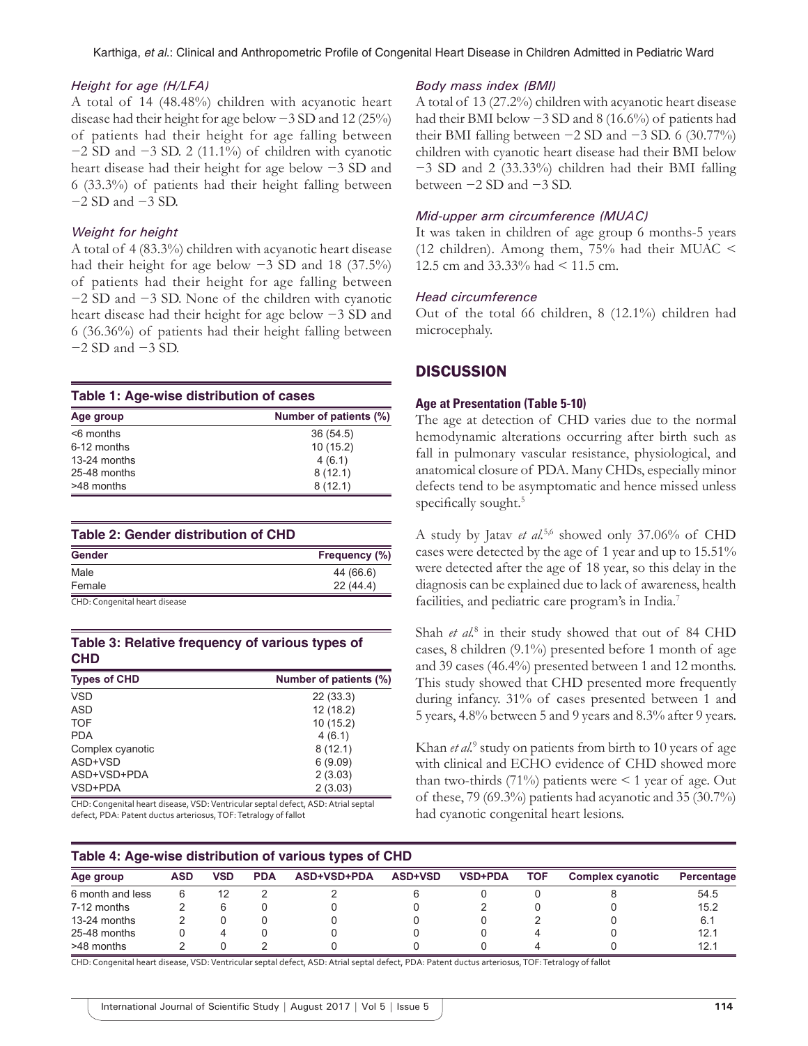### *Height for age (H/LFA)*

A total of 14 (48.48%) children with acyanotic heart disease had their height for age below −3 SD and 12 (25%) of patients had their height for age falling between −2 SD and −3 SD. 2 (11.1%) of children with cyanotic heart disease had their height for age below −3 SD and 6 (33.3%) of patients had their height falling between −2 SD and −3 SD.

### *Weight for height*

A total of 4 (83.3%) children with acyanotic heart disease had their height for age below −3 SD and 18 (37.5%) of patients had their height for age falling between −2 SD and −3 SD. None of the children with cyanotic heart disease had their height for age below −3 SD and 6 (36.36%) of patients had their height falling between −2 SD and −3 SD.

**Table 1: Age-wise distribution of cases**

| Age group | Number of patients (%) |
|---|---|
| <6 months | 36 (54.5) |
| 6-12 months | 10 (15.2) |
| 13-24 months | 4 (6.1) |
| 25-48 months | 8 (12.1) |
| >48 months | 8 (12.1) |

**Table 2: Gender distribution of CHD**

| Gender | Frequency (%) |
|---|---|
| Male | 44 (66.6) |
| Female | 22 (44.4) |

CHD: Congenital heart disease

**Table 3: Relative frequency of various types of CHD**

| Types of CHD | Number of patients (%) |
|---|---|
| VSD | 22 (33.3) |
| ASD | 12 (18.2) |
| TOF | 10 (15.2) |
| PDA | 4 (6.1) |
| Complex cyanotic | 8 (12.1) |
| ASD+VSD | 6 (9.09) |
| ASD+VSD+PDA | 2 (3.03) |
| VSD+PDA | 2 (3.03) |

CHD: Congenital heart disease, VSD: Ventricular septal defect, ASD: Atrial septal defect, PDA: Patent ductus arteriosus, TOF: Tetralogy of fallot

### *Body mass index (BMI)*

A total of 13 (27.2%) children with acyanotic heart disease had their BMI below −3 SD and 8 (16.6%) of patients had their BMI falling between −2 SD and −3 SD. 6 (30.77%) children with cyanotic heart disease had their BMI below −3 SD and 2 (33.33%) children had their BMI falling between −2 SD and −3 SD.

### *Mid-upper arm circumference (MUAC)*

It was taken in children of age group 6 months-5 years (12 children). Among them, 75% had their MUAC < 12.5 cm and 33.33% had < 11.5 cm.

### *Head circumference*

Out of the total 66 children, 8 (12.1%) children had microcephaly.

## DISCUSSION

### Age at Presentation (Table 5-10)

The age at detection of CHD varies due to the normal hemodynamic alterations occurring after birth such as fall in pulmonary vascular resistance, physiological, and anatomical closure of PDA. Many CHDs, especially minor defects tend to be asymptomatic and hence missed unless specifically sought.[5]

A study by Jatav *et al.*[5,6] showed only 37.06% of CHD cases were detected by the age of 1 year and up to 15.51% were detected after the age of 18 year, so this delay in the diagnosis can be explained due to lack of awareness, health facilities, and pediatric care program's in India.[7]

Shah *et al.*[8] in their study showed that out of 84 CHD cases, 8 children (9.1%) presented before 1 month of age and 39 cases (46.4%) presented between 1 and 12 months. This study showed that CHD presented more frequently during infancy. 31% of cases presented between 1 and 5 years, 4.8% between 5 and 9 years and 8.3% after 9 years.

Khan *et al.*[9] study on patients from birth to 10 years of age with clinical and ECHO evidence of CHD showed more than two-thirds (71%) patients were < 1 year of age. Out of these, 79 (69.3%) patients had acyanotic and 35 (30.7%) had cyanotic congenital heart lesions.

**Table 4: Age-wise distribution of various types of CHD**

| Age group | ASD | VSD | PDA | ASD+VSD+PDA | ASD+VSD | VSD+PDA | TOF | Complex cyanotic | Percentage |
|---|---|---|---|---|---|---|---|---|---|
| 6 month and less | 6 | 12 | 2 | 2 | 6 | 0 | 0 | 8 | 54.5 |
| 7-12 months | 2 | 6 | 0 | 0 | 0 | 2 | 0 | 0 | 15.2 |
| 13-24 months | 2 | 0 | 0 | 0 | 0 | 0 | 2 | 0 | 6.1 |
| 25-48 months | 0 | 4 | 0 | 0 | 0 | 0 | 4 | 0 | 12.1 |
| >48 months | 2 | 0 | 2 | 0 | 0 | 0 | 4 | 0 | 12.1 |

CHD: Congenital heart disease, VSD: Ventricular septal defect, ASD: Atrial septal defect, PDA: Patent ductus arteriosus, TOF: Tetralogy of fallot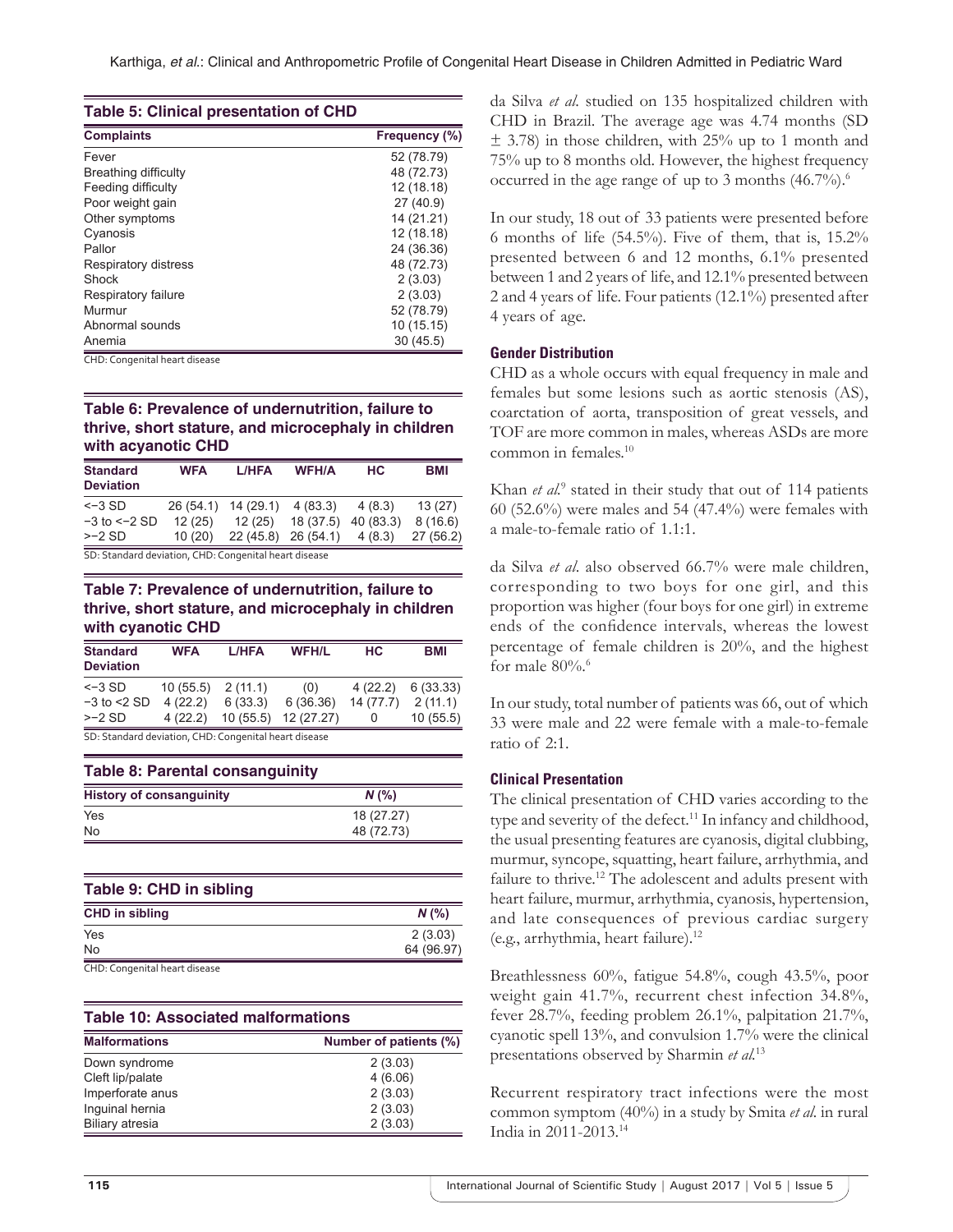**Table 5: Clinical presentation of CHD**

| Complaints | Frequency (%) |
|---|---|
| Fever | 52 (78.79) |
| Breathing difficulty | 48 (72.73) |
| Feeding difficulty | 12 (18.18) |
| Poor weight gain | 27 (40.9) |
| Other symptoms | 14 (21.21) |
| Cyanosis | 12 (18.18) |
| Pallor | 24 (36.36) |
| Respiratory distress | 48 (72.73) |
| Shock | 2 (3.03) |
| Respiratory failure | 2 (3.03) |
| Murmur | 52 (78.79) |
| Abnormal sounds | 10 (15.15) |
| Anemia | 30 (45.5) |

CHD: Congenital heart disease

**Table 6: Prevalence of undernutrition, failure to thrive, short stature, and microcephaly in children with acyanotic CHD**

| Standard Deviation | WFA | L/HFA | WFH/A | HC | BMI |
|---|---|---|---|---|---|
| <−3 SD | 26 (54.1) | 14 (29.1) | 4 (83.3) | 4 (8.3) | 13 (27) |
| −3 to <−2 SD | 12 (25) | 12 (25) | 18 (37.5) | 40 (83.3) | 8 (16.6) |
| >−2 SD | 10 (20) | 22 (45.8) | 26 (54.1) | 4 (8.3) | 27 (56.2) |

SD: Standard deviation, CHD: Congenital heart disease

**Table 7: Prevalence of undernutrition, failure to thrive, short stature, and microcephaly in children with cyanotic CHD**

| Standard Deviation | WFA | L/HFA | WFH/L | HC | BMI |
|---|---|---|---|---|---|
| <−3 SD | 10 (55.5) | 2 (11.1) | (0) | 4 (22.2) | 6 (33.33) |
| −3 to <2 SD | 4 (22.2) | 6 (33.3) | 6 (36.36) | 14 (77.7) | 2 (11.1) |
| >−2 SD | 4 (22.2) | 10 (55.5) | 12 (27.27) | 0 | 10 (55.5) |

SD: Standard deviation, CHD: Congenital heart disease

**Table 8: Parental consanguinity**

| History of consanguinity | N (%) |
|---|---|
| Yes | 18 (27.27) |
| No | 48 (72.73) |

**Table 9: CHD in sibling**

| CHD in sibling | N (%) |
|---|---|
| Yes | 2 (3.03) |
| No | 64 (96.97) |

CHD: Congenital heart disease

**Table 10: Associated malformations**

| Malformations | Number of patients (%) |
|---|---|
| Down syndrome | 2 (3.03) |
| Cleft lip/palate | 4 (6.06) |
| Imperforate anus | 2 (3.03) |
| Inguinal hernia | 2 (3.03) |
| Biliary atresia | 2 (3.03) |

da Silva *et al.* studied on 135 hospitalized children with CHD in Brazil. The average age was 4.74 months (SD ± 3.78) in those children, with 25% up to 1 month and 75% up to 8 months old. However, the highest frequency occurred in the age range of up to 3 months (46.7%).[6]

In our study, 18 out of 33 patients were presented before 6 months of life (54.5%). Five of them, that is, 15.2% presented between 6 and 12 months, 6.1% presented between 1 and 2 years of life, and 12.1% presented between 2 and 4 years of life. Four patients (12.1%) presented after 4 years of age.

### Gender Distribution

CHD as a whole occurs with equal frequency in male and females but some lesions such as aortic stenosis (AS), coarctation of aorta, transposition of great vessels, and TOF are more common in males, whereas ASDs are more common in females.[10]

Khan *et al.*[9] stated in their study that out of 114 patients 60 (52.6%) were males and 54 (47.4%) were females with a male-to-female ratio of 1.1:1.

da Silva *et al.* also observed 66.7% were male children, corresponding to two boys for one girl, and this proportion was higher (four boys for one girl) in extreme ends of the confidence intervals, whereas the lowest percentage of female children is 20%, and the highest for male 80%.[6]

In our study, total number of patients was 66, out of which 33 were male and 22 were female with a male-to-female ratio of 2:1.

### Clinical Presentation

The clinical presentation of CHD varies according to the type and severity of the defect.[11] In infancy and childhood, the usual presenting features are cyanosis, digital clubbing, murmur, syncope, squatting, heart failure, arrhythmia, and failure to thrive.[12] The adolescent and adults present with heart failure, murmur, arrhythmia, cyanosis, hypertension, and late consequences of previous cardiac surgery (e.g., arrhythmia, heart failure).[12]

Breathlessness 60%, fatigue 54.8%, cough 43.5%, poor weight gain 41.7%, recurrent chest infection 34.8%, fever 28.7%, feeding problem 26.1%, palpitation 21.7%, cyanotic spell 13%, and convulsion 1.7% were the clinical presentations observed by Sharmin *et al.*[13]

Recurrent respiratory tract infections were the most common symptom (40%) in a study by Smita *et al.* in rural India in 2011-2013.[14]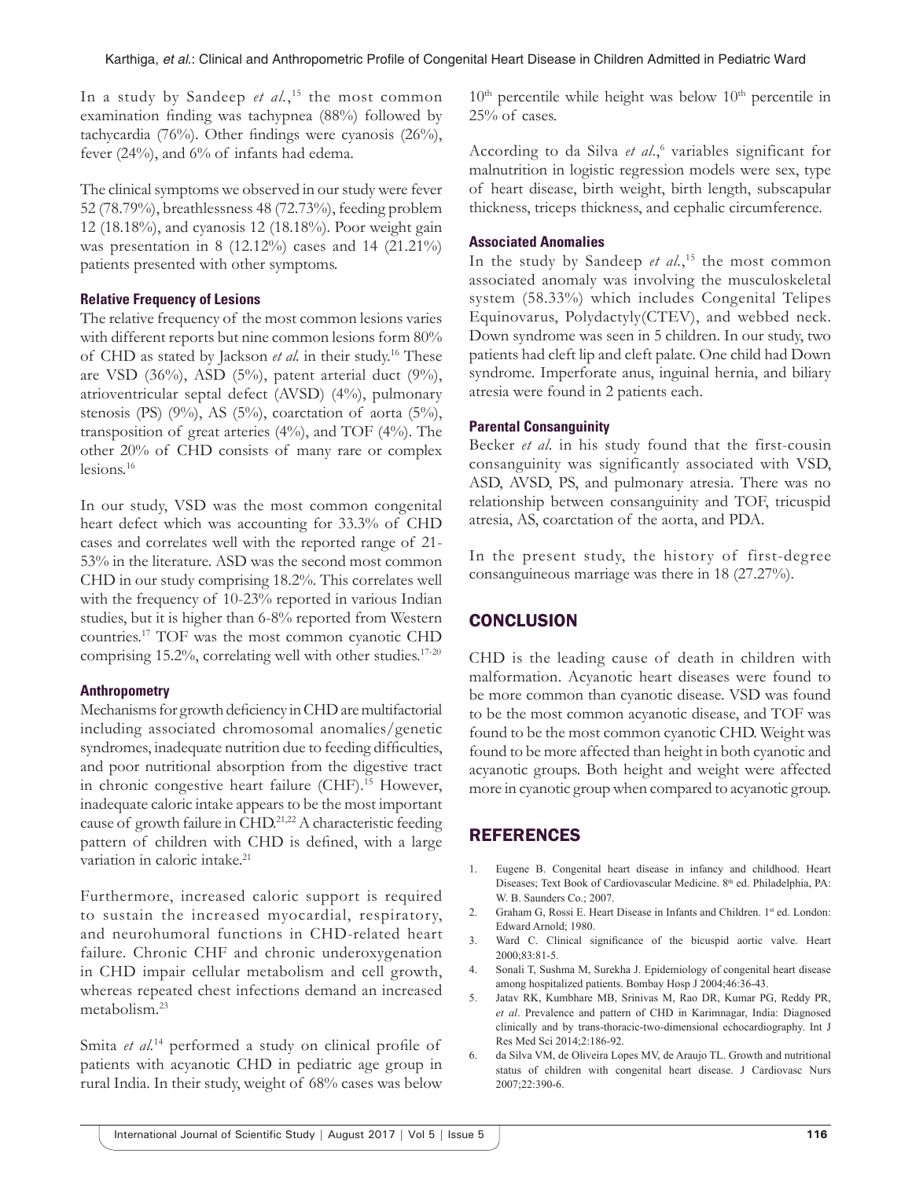In a study by Sandeep *et al.*,[15] the most common examination finding was tachypnea (88%) followed by tachycardia (76%). Other findings were cyanosis (26%), fever (24%), and 6% of infants had edema.

The clinical symptoms we observed in our study were fever 52 (78.79%), breathlessness 48 (72.73%), feeding problem 12 (18.18%), and cyanosis 12 (18.18%). Poor weight gain was presentation in 8 (12.12%) cases and 14 (21.21%) patients presented with other symptoms.

### Relative Frequency of Lesions

The relative frequency of the most common lesions varies with different reports but nine common lesions form 80% of CHD as stated by Jackson *et al.* in their study.[16] These are VSD (36%), ASD (5%), patent arterial duct (9%), atrioventricular septal defect (AVSD) (4%), pulmonary stenosis (PS) (9%), AS (5%), coarctation of aorta (5%), transposition of great arteries (4%), and TOF (4%). The other 20% of CHD consists of many rare or complex lesions.[16]

In our study, VSD was the most common congenital heart defect which was accounting for 33.3% of CHD cases and correlates well with the reported range of 21-53% in the literature. ASD was the second most common CHD in our study comprising 18.2%. This correlates well with the frequency of 10-23% reported in various Indian studies, but it is higher than 6-8% reported from Western countries.[17] TOF was the most common cyanotic CHD comprising 15.2%, correlating well with other studies.[17-20]

### Anthropometry

Mechanisms for growth deficiency in CHD are multifactorial including associated chromosomal anomalies/genetic syndromes, inadequate nutrition due to feeding difficulties, and poor nutritional absorption from the digestive tract in chronic congestive heart failure (CHF).[15] However, inadequate caloric intake appears to be the most important cause of growth failure in CHD.[21,22] A characteristic feeding pattern of children with CHD is defined, with a large variation in caloric intake.[21]

Furthermore, increased caloric support is required to sustain the increased myocardial, respiratory, and neurohumoral functions in CHD-related heart failure. Chronic CHF and chronic underoxygenation in CHD impair cellular metabolism and cell growth, whereas repeated chest infections demand an increased metabolism.[23]

Smita *et al.*[14] performed a study on clinical profile of patients with acyanotic CHD in pediatric age group in rural India. In their study, weight of 68% cases was below $10^{th}$ percentile while height was below $10^{th}$ percentile in 25% of cases.

According to da Silva *et al.*,[6] variables significant for malnutrition in logistic regression models were sex, type of heart disease, birth weight, birth length, subscapular thickness, triceps thickness, and cephalic circumference.

### Associated Anomalies

In the study by Sandeep *et al.*,[15] the most common associated anomaly was involving the musculoskeletal system (58.33%) which includes Congenital Telipes Equinovarus, Polydactyly(CTEV), and webbed neck. Down syndrome was seen in 5 children. In our study, two patients had cleft lip and cleft palate. One child had Down syndrome. Imperforate anus, inguinal hernia, and biliary atresia were found in 2 patients each.

### Parental Consanguinity

Becker *et al*. in his study found that the first-cousin consanguinity was significantly associated with VSD, ASD, AVSD, PS, and pulmonary atresia. There was no relationship between consanguinity and TOF, tricuspid atresia, AS, coarctation of the aorta, and PDA.

In the present study, the history of first-degree consanguineous marriage was there in 18 (27.27%).

## CONCLUSION

CHD is the leading cause of death in children with malformation. Acyanotic heart diseases were found to be more common than cyanotic disease. VSD was found to be the most common acyanotic disease, and TOF was found to be the most common cyanotic CHD. Weight was found to be more affected than height in both cyanotic and acyanotic groups. Both height and weight were affected more in cyanotic group when compared to acyanotic group.

## REFERENCES

1. Eugene B. Congenital heart disease in infancy and childhood. Heart Diseases; Text Book of Cardiovascular Medicine. 8th ed. Philadelphia, PA: W. B. Saunders Co.; 2007.
2. Graham G, Rossi E. Heart Disease in Infants and Children. 1st ed. London: Edward Arnold; 1980.
3. Ward C. Clinical significance of the bicuspid aortic valve. Heart 2000;83:81-5.
4. Sonali T, Sushma M, Surekha J. Epidemiology of congenital heart disease among hospitalized patients. Bombay Hosp J 2004;46:36-43.
5. Jatav RK, Kumbhare MB, Srinivas M, Rao DR, Kumar PG, Reddy PR, *et al*. Prevalence and pattern of CHD in Karimnagar, India: Diagnosed clinically and by trans-thoracic-two-dimensional echocardiography. Int J Res Med Sci 2014;2:186-92.
6. da Silva VM, de Oliveira Lopes MV, de Araujo TL. Growth and nutritional status of children with congenital heart disease. J Cardiovasc Nurs 2007;22:390-6.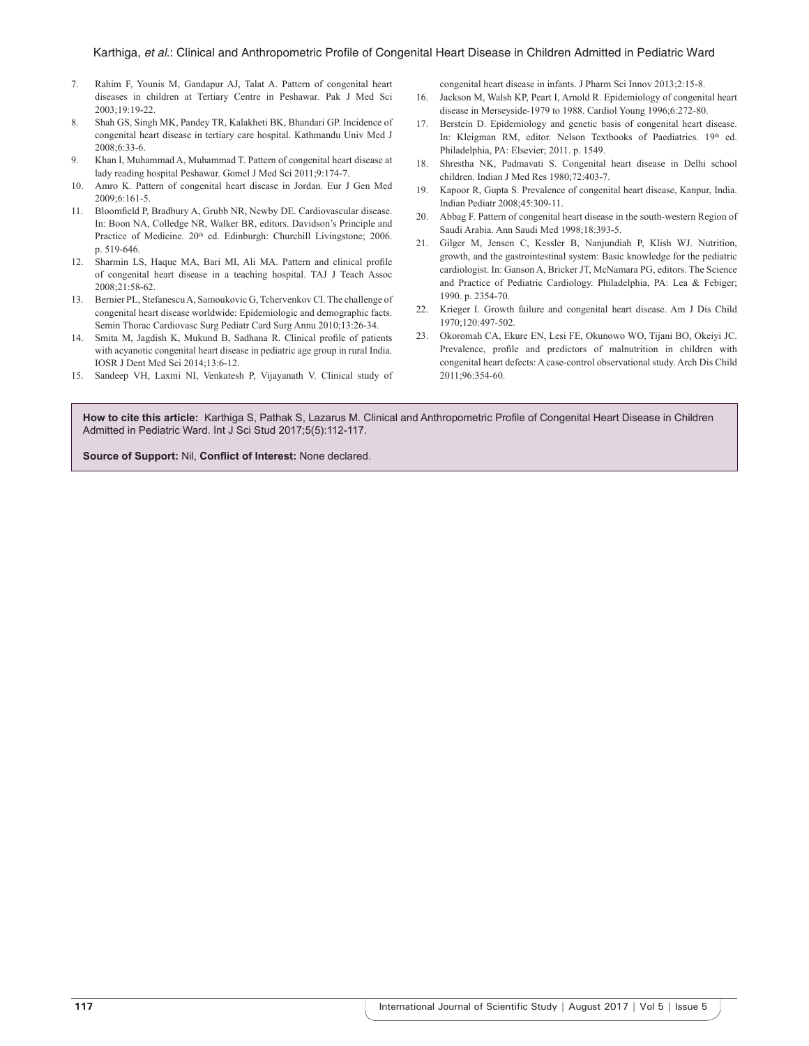7. Rahim F, Younis M, Gandapur AJ, Talat A. Pattern of congenital heart diseases in children at Tertiary Centre in Peshawar. Pak J Med Sci 2003;19:19-22.
8. Shah GS, Singh MK, Pandey TR, Kalakheti BK, Bhandari GP. Incidence of congenital heart disease in tertiary care hospital. Kathmandu Univ Med J 2008;6:33-6.
9. Khan I, Muhammad A, Muhammad T. Pattern of congenital heart disease at lady reading hospital Peshawar. Gomel J Med Sci 2011;9:174-7.
10. Amro K. Pattern of congenital heart disease in Jordan. Eur J Gen Med 2009;6:161-5.
11. Bloomfield P, Bradbury A, Grubb NR, Newby DE. Cardiovascular disease. In: Boon NA, Colledge NR, Walker BR, editors. Davidson's Principle and Practice of Medicine. 20th ed. Edinburgh: Churchill Livingstone; 2006. p. 519-646.
12. Sharmin LS, Haque MA, Bari MI, Ali MA. Pattern and clinical profile of congenital heart disease in a teaching hospital. TAJ J Teach Assoc 2008;21:58-62.
13. Bernier PL, Stefanescu A, Samoukovic G, Tchervenkov CI. The challenge of congenital heart disease worldwide: Epidemiologic and demographic facts. Semin Thorac Cardiovasc Surg Pediatr Card Surg Annu 2010;13:26-34.
14. Smita M, Jagdish K, Mukund B, Sadhana R. Clinical profile of patients with acyanotic congenital heart disease in pediatric age group in rural India. IOSR J Dent Med Sci 2014;13:6-12.
15. Sandeep VH, Laxmi NI, Venkatesh P, Vijayanath V. Clinical study of congenital heart disease in infants. J Pharm Sci Innov 2013;2:15-8.
16. Jackson M, Walsh KP, Peart I, Arnold R. Epidemiology of congenital heart disease in Merseyside-1979 to 1988. Cardiol Young 1996;6:272-80.
17. Berstein D. Epidemiology and genetic basis of congenital heart disease. In: Kleigman RM, editor. Nelson Textbooks of Paediatrics. 19th ed. Philadelphia, PA: Elsevier; 2011. p. 1549.
18. Shrestha NK, Padmavati S. Congenital heart disease in Delhi school children. Indian J Med Res 1980;72:403-7.
19. Kapoor R, Gupta S. Prevalence of congenital heart disease, Kanpur, India. Indian Pediatr 2008;45:309-11.
20. Abbag F. Pattern of congenital heart disease in the south-western Region of Saudi Arabia. Ann Saudi Med 1998;18:393-5.
21. Gilger M, Jensen C, Kessler B, Nanjundiah P, Klish WJ. Nutrition, growth, and the gastrointestinal system: Basic knowledge for the pediatric cardiologist. In: Ganson A, Bricker JT, McNamara PG, editors. The Science and Practice of Pediatric Cardiology. Philadelphia, PA: Lea & Febiger; 1990. p. 2354-70.
22. Krieger I. Growth failure and congenital heart disease. Am J Dis Child 1970;120:497-502.
23. Okoromah CA, Ekure EN, Lesi FE, Okunowo WO, Tijani BO, Okeiyi JC. Prevalence, profile and predictors of malnutrition in children with congenital heart defects: A case-control observational study. Arch Dis Child 2011;96:354-60.

**How to cite this article:** Karthiga S, Pathak S, Lazarus M. Clinical and Anthropometric Profile of Congenital Heart Disease in Children Admitted in Pediatric Ward. Int J Sci Stud 2017;5(5):112-117.

**Source of Support:** Nil, **Conflict of Interest:** None declared.